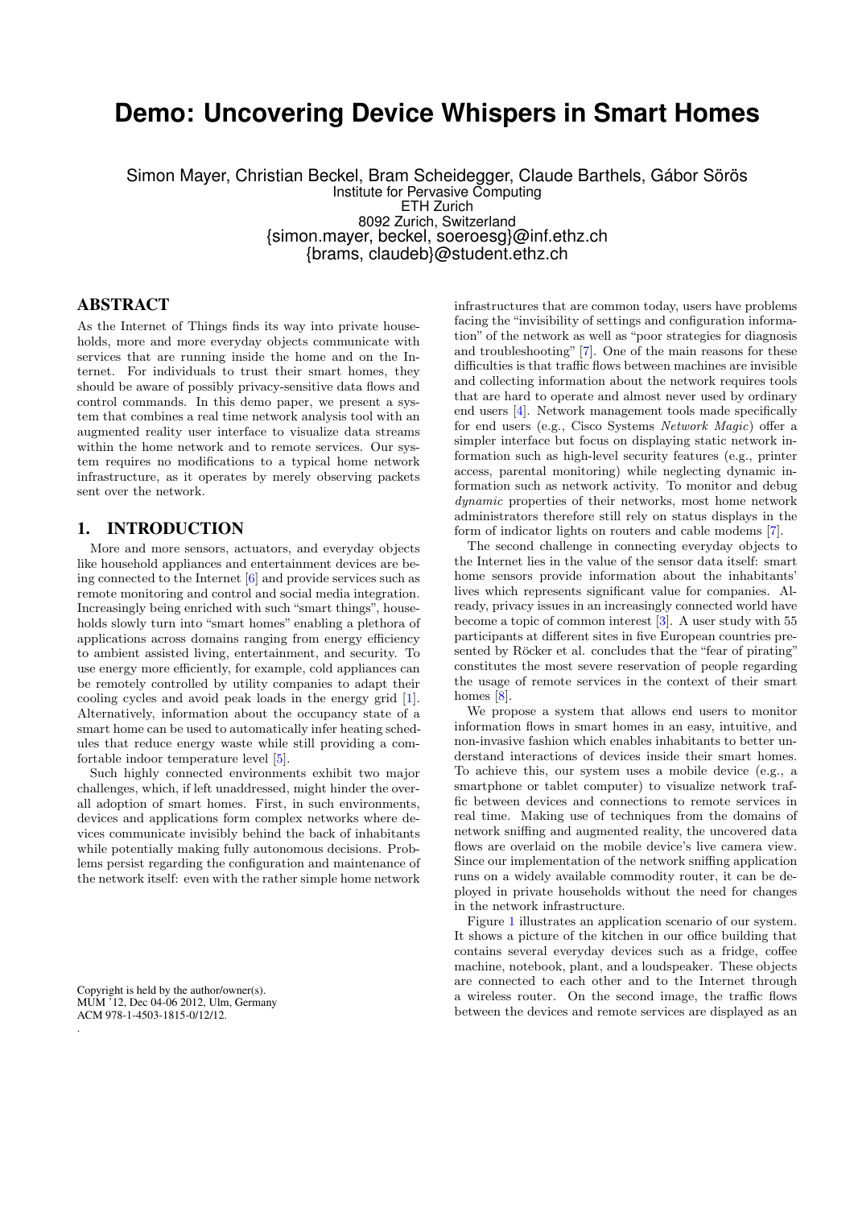# Demo: Uncovering Device Whispers in Smart Homes

Simon Mayer, Christian Beckel, Bram Scheidegger, Claude Barthels, Gábor Sörös
Institute for Pervasive Computing
ETH Zurich
8092 Zurich, Switzerland
{simon.mayer, beckel, soeroesg}@inf.ethz.ch
{brams, claudeb}@student.ethz.ch

## ABSTRACT

As the Internet of Things finds its way into private households, more and more everyday objects communicate with services that are running inside the home and on the Internet. For individuals to trust their smart homes, they should be aware of possibly privacy-sensitive data flows and control commands. In this demo paper, we present a system that combines a real time network analysis tool with an augmented reality user interface to visualize data streams within the home network and to remote services. Our system requires no modifications to a typical home network infrastructure, as it operates by merely observing packets sent over the network.

## 1. INTRODUCTION

More and more sensors, actuators, and everyday objects like household appliances and entertainment devices are being connected to the Internet [6] and provide services such as remote monitoring and control and social media integration. Increasingly being enriched with such "smart things", households slowly turn into "smart homes" enabling a plethora of applications across domains ranging from energy efficiency to ambient assisted living, entertainment, and security. To use energy more efficiently, for example, cold appliances can be remotely controlled by utility companies to adapt their cooling cycles and avoid peak loads in the energy grid [1]. Alternatively, information about the occupancy state of a smart home can be used to automatically infer heating schedules that reduce energy waste while still providing a comfortable indoor temperature level [5].

Such highly connected environments exhibit two major challenges, which, if left unaddressed, might hinder the overall adoption of smart homes. First, in such environments, devices and applications form complex networks where devices communicate invisibly behind the back of inhabitants while potentially making fully autonomous decisions. Problems persist regarding the configuration and maintenance of the network itself: even with the rather simple home network infrastructures that are common today, users have problems facing the "invisibility of settings and configuration information" of the network as well as "poor strategies for diagnosis and troubleshooting" [7]. One of the main reasons for these difficulties is that traffic flows between machines are invisible and collecting information about the network requires tools that are hard to operate and almost never used by ordinary end users [4]. Network management tools made specifically for end users (e.g., Cisco Systems *Network Magic*) offer a simpler interface but focus on displaying static network information such as high-level security features (e.g., printer access, parental monitoring) while neglecting dynamic information such as network activity. To monitor and debug *dynamic* properties of their networks, most home network administrators therefore still rely on status displays in the form of indicator lights on routers and cable modems [7].

The second challenge in connecting everyday objects to the Internet lies in the value of the sensor data itself: smart home sensors provide information about the inhabitants' lives which represents significant value for companies. Already, privacy issues in an increasingly connected world have become a topic of common interest [3]. A user study with 55 participants at different sites in five European countries presented by Röcker et al. concludes that the "fear of pirating" constitutes the most severe reservation of people regarding the usage of remote services in the context of their smart homes [8].

We propose a system that allows end users to monitor information flows in smart homes in an easy, intuitive, and non-invasive fashion which enables inhabitants to better understand interactions of devices inside their smart homes. To achieve this, our system uses a mobile device (e.g., a smartphone or tablet computer) to visualize network traffic between devices and connections to remote services in real time. Making use of techniques from the domains of network sniffing and augmented reality, the uncovered data flows are overlaid on the mobile device's live camera view. Since our implementation of the network sniffing application runs on a widely available commodity router, it can be deployed in private households without the need for changes in the network infrastructure.

Figure 1 illustrates an application scenario of our system. It shows a picture of the kitchen in our office building that contains several everyday devices such as a fridge, coffee machine, notebook, plant, and a loudspeaker. These objects are connected to each other and to the Internet through a wireless router. On the second image, the traffic flows between the devices and remote services are displayed as an

Copyright is held by the author/owner(s).
MUM '12, Dec 04-06 2012, Ulm, Germany
ACM 978-1-4503-1815-0/12/12.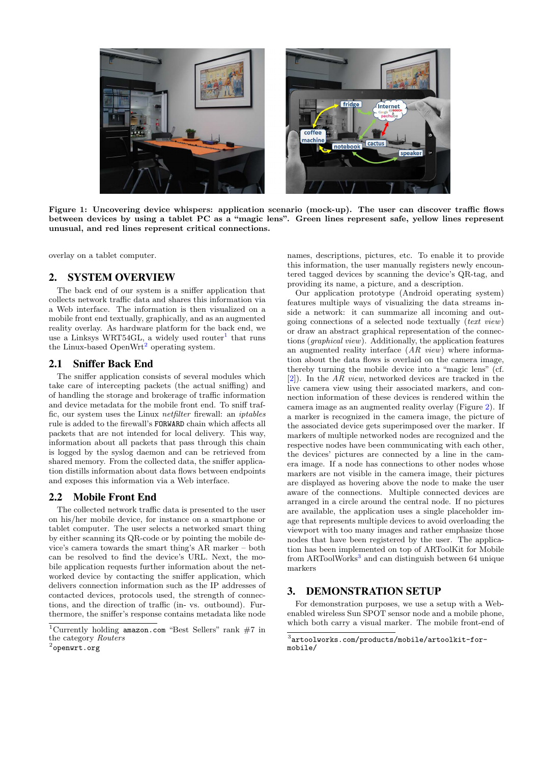**Figure 1: Uncovering device whispers: application scenario (mock-up). The user can discover traffic flows between devices by using a tablet PC as a "magic lens". Green lines represent safe, yellow lines represent unusual, and red lines represent critical connections.**

overlay on a tablet computer.

## 2. SYSTEM OVERVIEW

The back end of our system is a sniffer application that collects network traffic data and shares this information via a Web interface. The information is then visualized on a mobile front end textually, graphically, and as an augmented reality overlay. As hardware platform for the back end, we use a Linksys WRT54GL, a widely used router[1] that runs the Linux-based OpenWrt[2] operating system.

### 2.1 Sniffer Back End

The sniffer application consists of several modules which take care of intercepting packets (the actual sniffing) and of handling the storage and brokerage of traffic information and device metadata for the mobile front end. To sniff traffic, our system uses the Linux *netfilter* firewall: an *iptables* rule is added to the firewall's FORWARD chain which affects all packets that are not intended for local delivery. This way, information about all packets that pass through this chain is logged by the syslog daemon and can be retrieved from shared memory. From the collected data, the sniffer application distills information about data flows between endpoints and exposes this information via a Web interface.

### 2.2 Mobile Front End

The collected network traffic data is presented to the user on his/her mobile device, for instance on a smartphone or tablet computer. The user selects a networked smart thing by either scanning its QR-code or by pointing the mobile device's camera towards the smart thing's AR marker – both can be resolved to find the device's URL. Next, the mobile application requests further information about the networked device by contacting the sniffer application, which delivers connection information such as the IP addresses of contacted devices, protocols used, the strength of connections, and the direction of traffic (in- vs. outbound). Furthermore, the sniffer's response contains metadata like node names, descriptions, pictures, etc. To enable it to provide this information, the user manually registers newly encountered tagged devices by scanning the device's QR-tag, and providing its name, a picture, and a description.

Our application prototype (Android operating system) features multiple ways of visualizing the data streams inside a network: it can summarize all incoming and outgoing connections of a selected node textually (*text view*) or draw an abstract graphical representation of the connections (*graphical view*). Additionally, the application features an augmented reality interface (*AR view*) where information about the data flows is overlaid on the camera image, thereby turning the mobile device into a "magic lens" (cf. [2]). In the *AR view*, networked devices are tracked in the live camera view using their associated markers, and connection information of these devices is rendered within the camera image as an augmented reality overlay (Figure 2). If a marker is recognized in the camera image, the picture of the associated device gets superimposed over the marker. If markers of multiple networked nodes are recognized and the respective nodes have been communicating with each other, the devices' pictures are connected by a line in the camera image. If a node has connections to other nodes whose markers are not visible in the camera image, their pictures are displayed as hovering above the node to make the user aware of the connections. Multiple connected devices are arranged in a circle around the central node. If no pictures are available, the application uses a single placeholder image that represents multiple devices to avoid overloading the viewport with too many images and rather emphasize those nodes that have been registered by the user. The application has been implemented on top of ARToolKit for Mobile from ARToolWorks[3] and can distinguish between 64 unique markers

## 3. DEMONSTRATION SETUP

For demonstration purposes, we use a setup with a Web-enabled wireless Sun SPOT sensor node and a mobile phone, which both carry a visual marker. The mobile front-end of

[1] Currently holding amazon.com "Best Sellers" rank #7 in the category *Routers*

[2] openwrt.org

[3] artoolworks.com/products/mobile/artoolkit-for-mobile/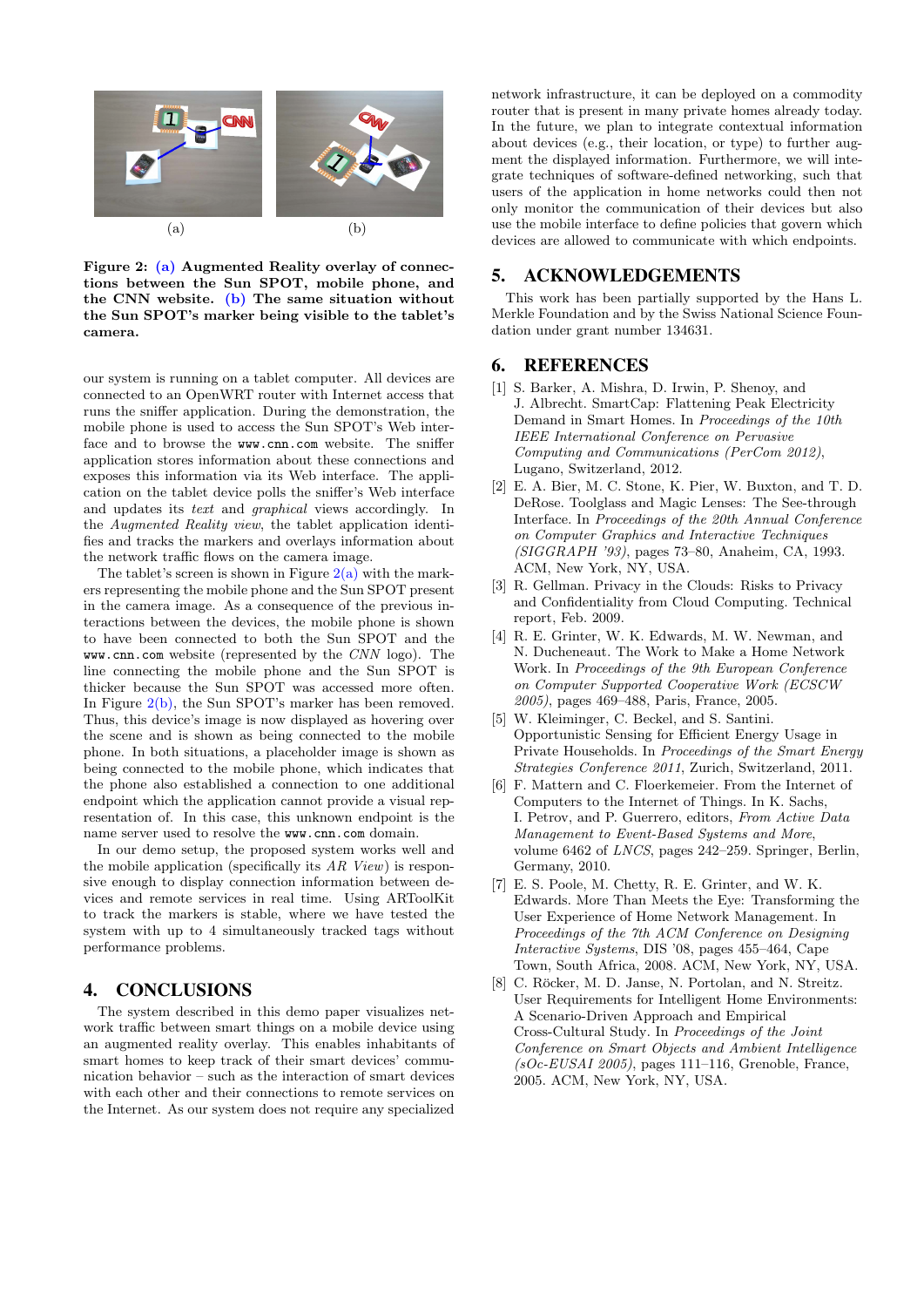(a) (b)

**Figure 2: (a) Augmented Reality overlay of connections between the Sun SPOT, mobile phone, and the CNN website. (b) The same situation without the Sun SPOT's marker being visible to the tablet's camera.**

our system is running on a tablet computer. All devices are connected to an OpenWRT router with Internet access that runs the sniffer application. During the demonstration, the mobile phone is used to access the Sun SPOT's Web interface and to browse the `www.cnn.com` website. The sniffer application stores information about these connections and exposes this information via its Web interface. The application on the tablet device polls the sniffer's Web interface and updates its *text* and *graphical* views accordingly. In the *Augmented Reality view*, the tablet application identifies and tracks the markers and overlays information about the network traffic flows on the camera image.

The tablet's screen is shown in Figure 2(a) with the markers representing the mobile phone and the Sun SPOT present in the camera image. As a consequence of the previous interactions between the devices, the mobile phone is shown to have been connected to both the Sun SPOT and the `www.cnn.com` website (represented by the *CNN* logo). The line connecting the mobile phone and the Sun SPOT is thicker because the Sun SPOT was accessed more often. In Figure 2(b), the Sun SPOT's marker has been removed. Thus, this device's image is now displayed as hovering over the scene and is shown as being connected to the mobile phone. In both situations, a placeholder image is shown as being connected to the mobile phone, which indicates that the phone also established a connection to one additional endpoint which the application cannot provide a visual representation of. In this case, this unknown endpoint is the name server used to resolve the `www.cnn.com` domain.

In our demo setup, the proposed system works well and the mobile application (specifically its *AR View*) is responsive enough to display connection information between devices and remote services in real time. Using ARToolKit to track the markers is stable, where we have tested the system with up to 4 simultaneously tracked tags without performance problems.

## 4. CONCLUSIONS

The system described in this demo paper visualizes network traffic between smart things on a mobile device using an augmented reality overlay. This enables inhabitants of smart homes to keep track of their smart devices' communication behavior – such as the interaction of smart devices with each other and their connections to remote services on the Internet. As our system does not require any specialized network infrastructure, it can be deployed on a commodity router that is present in many private homes already today. In the future, we plan to integrate contextual information about devices (e.g., their location, or type) to further augment the displayed information. Furthermore, we will integrate techniques of software-defined networking, such that users of the application in home networks could then not only monitor the communication of their devices but also use the mobile interface to define policies that govern which devices are allowed to communicate with which endpoints.

## 5. ACKNOWLEDGEMENTS

This work has been partially supported by the Hans L. Merkle Foundation and by the Swiss National Science Foundation under grant number 134631.

## 6. REFERENCES

[1] S. Barker, A. Mishra, D. Irwin, P. Shenoy, and J. Albrecht. SmartCap: Flattening Peak Electricity Demand in Smart Homes. In *Proceedings of the 10th IEEE International Conference on Pervasive Computing and Communications (PerCom 2012)*, Lugano, Switzerland, 2012.

[2] E. A. Bier, M. C. Stone, K. Pier, W. Buxton, and T. D. DeRose. Toolglass and Magic Lenses: The See-through Interface. In *Proceedings of the 20th Annual Conference on Computer Graphics and Interactive Techniques (SIGGRAPH '93)*, pages 73–80, Anaheim, CA, 1993. ACM, New York, NY, USA.

[3] R. Gellman. Privacy in the Clouds: Risks to Privacy and Confidentiality from Cloud Computing. Technical report, Feb. 2009.

[4] R. E. Grinter, W. K. Edwards, M. W. Newman, and N. Ducheneaut. The Work to Make a Home Network Work. In *Proceedings of the 9th European Conference on Computer Supported Cooperative Work (ECSCW 2005)*, pages 469–488, Paris, France, 2005.

[5] W. Kleiminger, C. Beckel, and S. Santini. Opportunistic Sensing for Efficient Energy Usage in Private Households. In *Proceedings of the Smart Energy Strategies Conference 2011*, Zurich, Switzerland, 2011.

[6] F. Mattern and C. Floerkemeier. From the Internet of Computers to the Internet of Things. In K. Sachs, I. Petrov, and P. Guerrero, editors, *From Active Data Management to Event-Based Systems and More*, volume 6462 of *LNCS*, pages 242–259. Springer, Berlin, Germany, 2010.

[7] E. S. Poole, M. Chetty, R. E. Grinter, and W. K. Edwards. More Than Meets the Eye: Transforming the User Experience of Home Network Management. In *Proceedings of the 7th ACM Conference on Designing Interactive Systems*, DIS '08, pages 455–464, Cape Town, South Africa, 2008. ACM, New York, NY, USA.

[8] C. Röcker, M. D. Janse, N. Portolan, and N. Streitz. User Requirements for Intelligent Home Environments: A Scenario-Driven Approach and Empirical Cross-Cultural Study. In *Proceedings of the Joint Conference on Smart Objects and Ambient Intelligence (sOc-EUSAI 2005)*, pages 111–116, Grenoble, France, 2005. ACM, New York, NY, USA.